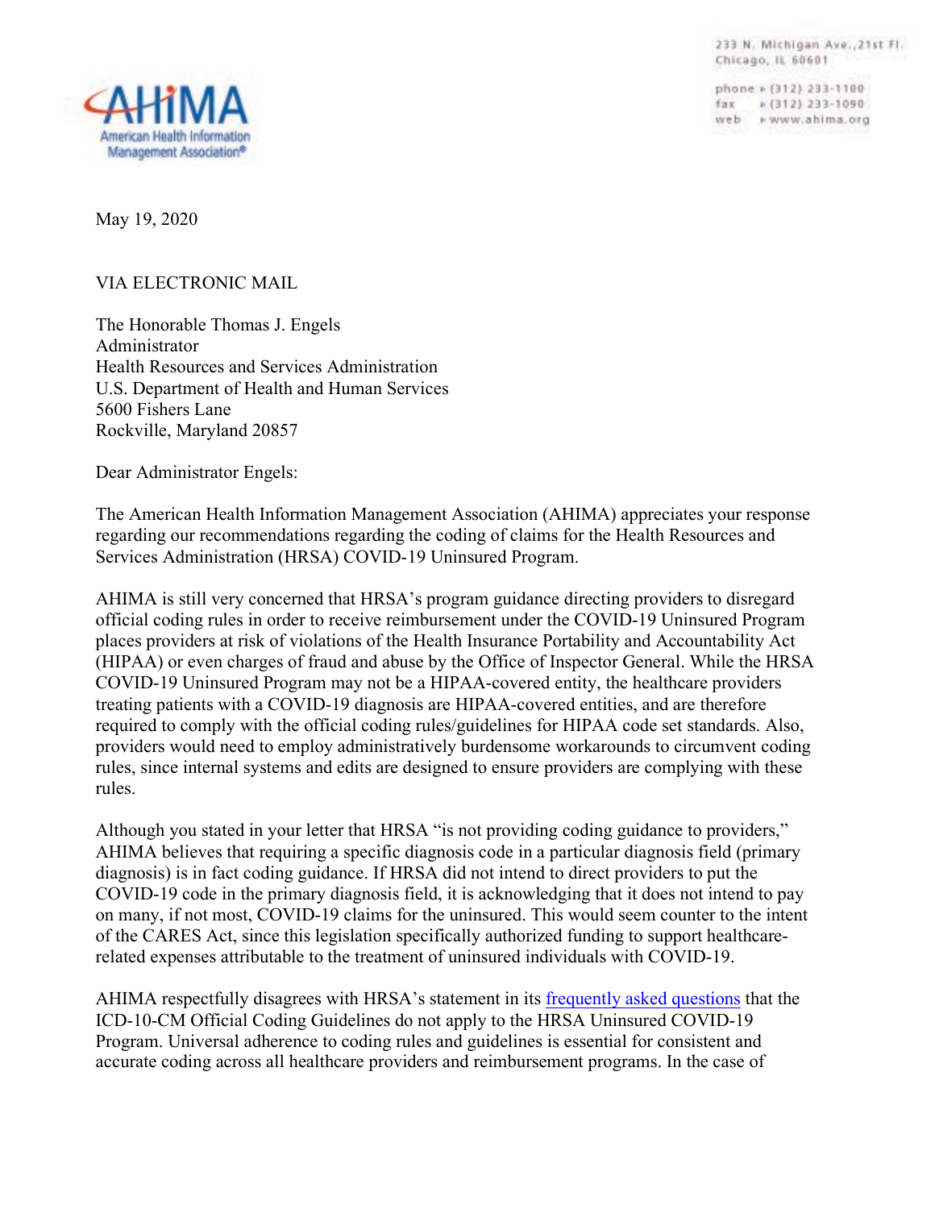AHIMA
American Health Information Management Association®

233 N. Michigan Ave.,21st Fl.
Chicago, IL 60601

phone » (312) 233-1100
fax » (312) 233-1090
web » www.ahima.org

May 19, 2020

VIA ELECTRONIC MAIL

The Honorable Thomas J. Engels
Administrator
Health Resources and Services Administration
U.S. Department of Health and Human Services
5600 Fishers Lane
Rockville, Maryland 20857

Dear Administrator Engels:

The American Health Information Management Association (AHIMA) appreciates your response regarding our recommendations regarding the coding of claims for the Health Resources and Services Administration (HRSA) COVID-19 Uninsured Program.

AHIMA is still very concerned that HRSA's program guidance directing providers to disregard official coding rules in order to receive reimbursement under the COVID-19 Uninsured Program places providers at risk of violations of the Health Insurance Portability and Accountability Act (HIPAA) or even charges of fraud and abuse by the Office of Inspector General. While the HRSA COVID-19 Uninsured Program may not be a HIPAA-covered entity, the healthcare providers treating patients with a COVID-19 diagnosis are HIPAA-covered entities, and are therefore required to comply with the official coding rules/guidelines for HIPAA code set standards. Also, providers would need to employ administratively burdensome workarounds to circumvent coding rules, since internal systems and edits are designed to ensure providers are complying with these rules.

Although you stated in your letter that HRSA "is not providing coding guidance to providers," AHIMA believes that requiring a specific diagnosis code in a particular diagnosis field (primary diagnosis) is in fact coding guidance. If HRSA did not intend to direct providers to put the COVID-19 code in the primary diagnosis field, it is acknowledging that it does not intend to pay on many, if not most, COVID-19 claims for the uninsured. This would seem counter to the intent of the CARES Act, since this legislation specifically authorized funding to support healthcare-related expenses attributable to the treatment of uninsured individuals with COVID-19.

AHIMA respectfully disagrees with HRSA's statement in its frequently asked questions that the ICD-10-CM Official Coding Guidelines do not apply to the HRSA Uninsured COVID-19 Program. Universal adherence to coding rules and guidelines is essential for consistent and accurate coding across all healthcare providers and reimbursement programs. In the case of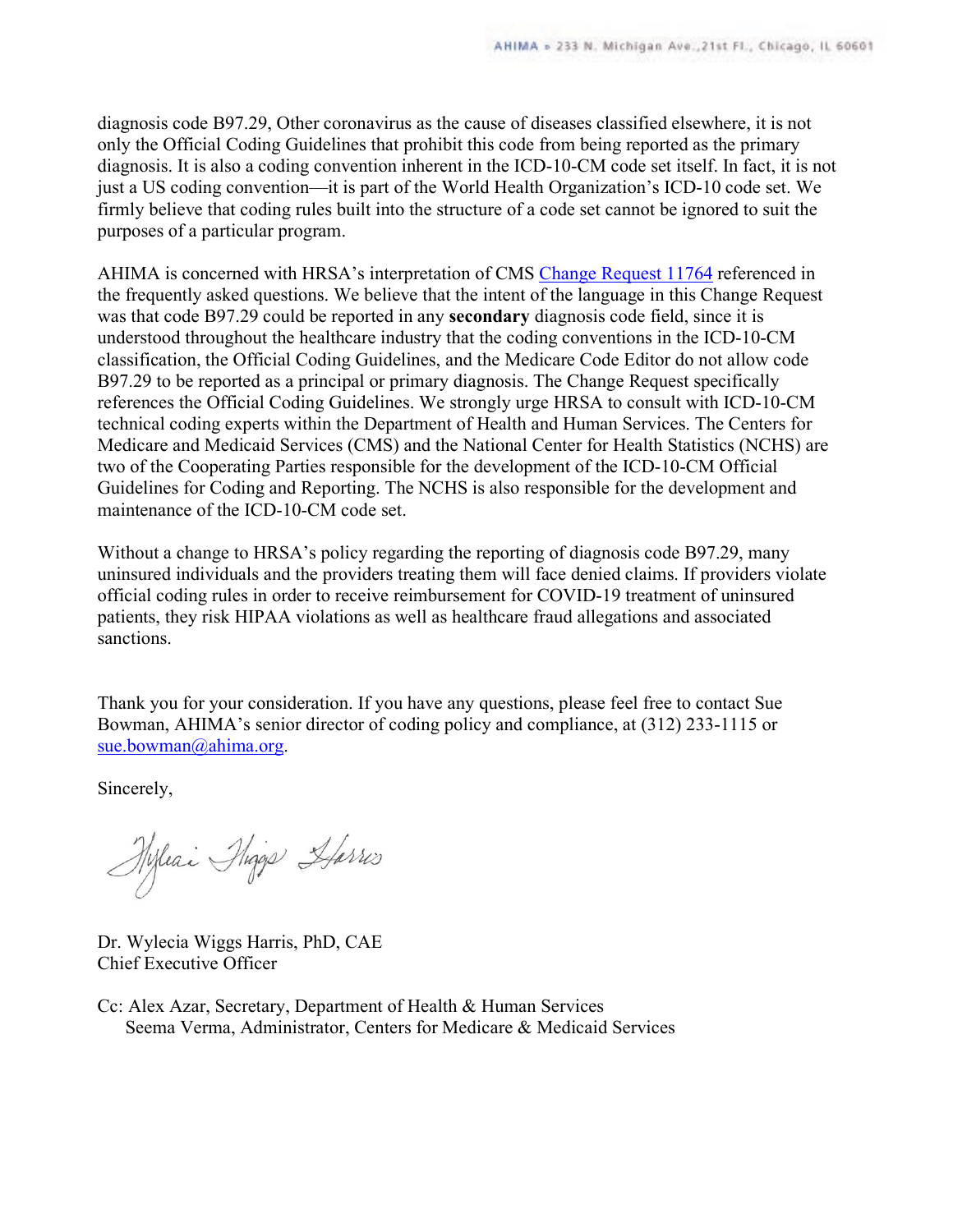diagnosis code B97.29, Other coronavirus as the cause of diseases classified elsewhere, it is not only the Official Coding Guidelines that prohibit this code from being reported as the primary diagnosis. It is also a coding convention inherent in the ICD-10-CM code set itself. In fact, it is not just a US coding convention—it is part of the World Health Organization's ICD-10 code set. We firmly believe that coding rules built into the structure of a code set cannot be ignored to suit the purposes of a particular program.

AHIMA is concerned with HRSA's interpretation of CMS [Change Request 11764] referenced in the frequently asked questions. We believe that the intent of the language in this Change Request was that code B97.29 could be reported in any **secondary** diagnosis code field, since it is understood throughout the healthcare industry that the coding conventions in the ICD-10-CM classification, the Official Coding Guidelines, and the Medicare Code Editor do not allow code B97.29 to be reported as a principal or primary diagnosis. The Change Request specifically references the Official Coding Guidelines. We strongly urge HRSA to consult with ICD-10-CM technical coding experts within the Department of Health and Human Services. The Centers for Medicare and Medicaid Services (CMS) and the National Center for Health Statistics (NCHS) are two of the Cooperating Parties responsible for the development of the ICD-10-CM Official Guidelines for Coding and Reporting. The NCHS is also responsible for the development and maintenance of the ICD-10-CM code set.

Without a change to HRSA's policy regarding the reporting of diagnosis code B97.29, many uninsured individuals and the providers treating them will face denied claims. If providers violate official coding rules in order to receive reimbursement for COVID-19 treatment of uninsured patients, they risk HIPAA violations as well as healthcare fraud allegations and associated sanctions.

Thank you for your consideration. If you have any questions, please feel free to contact Sue Bowman, AHIMA's senior director of coding policy and compliance, at (312) 233-1115 or sue.bowman@ahima.org.

Sincerely,

Dr. Wylecia Wiggs Harris, PhD, CAE
Chief Executive Officer

Cc: Alex Azar, Secretary, Department of Health & Human Services
Seema Verma, Administrator, Centers for Medicare & Medicaid Services